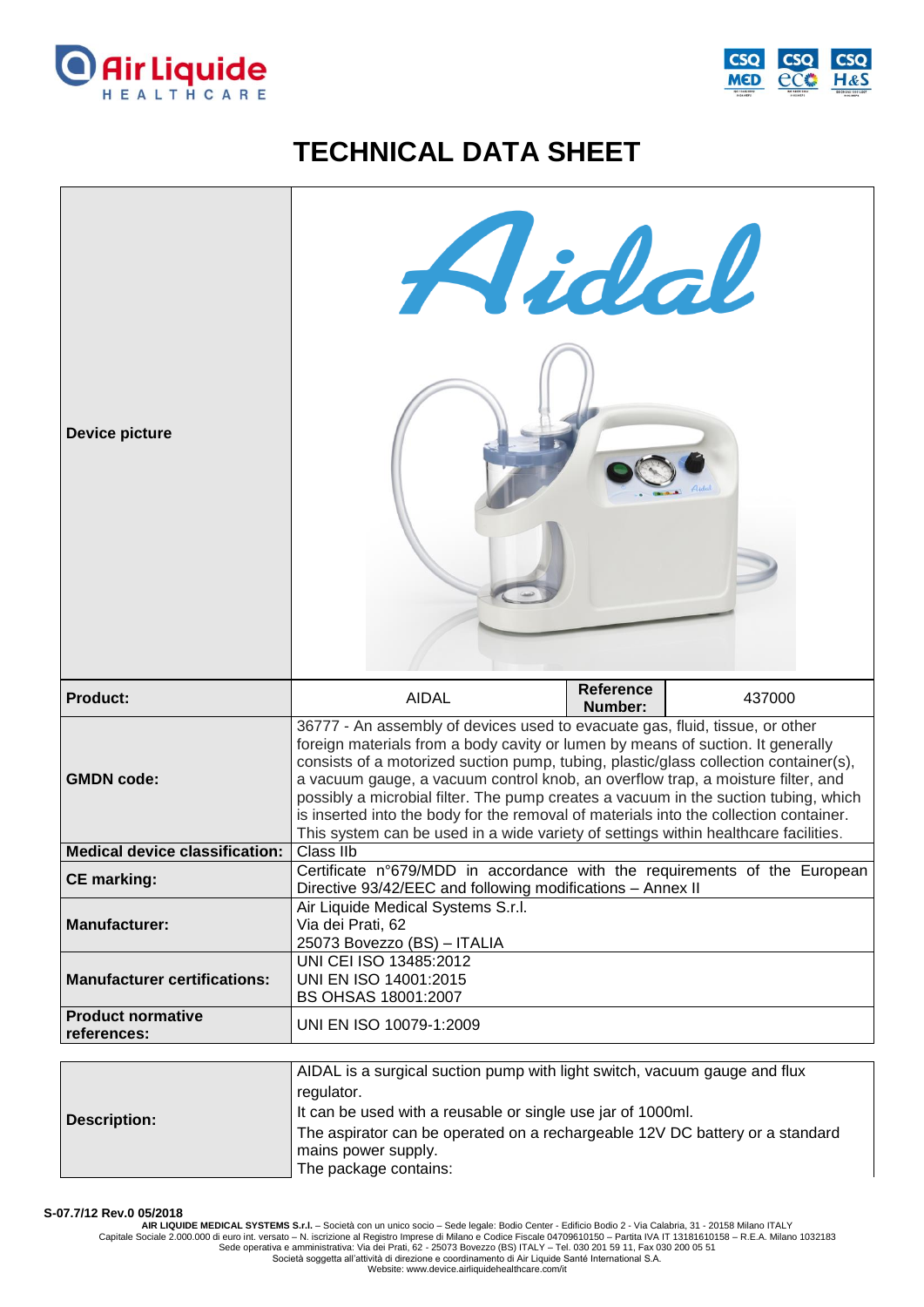# TECHNICAL DATA SHEET

| | |
|---|---|
| **Device picture** | Aidal |
| **Product:** | AIDAL — **Reference Number:** 437000 |
| **GMDN code:** | 36777 - An assembly of devices used to evacuate gas, fluid, tissue, or other foreign materials from a body cavity or lumen by means of suction. It generally consists of a motorized suction pump, tubing, plastic/glass collection container(s), a vacuum gauge, a vacuum control knob, an overflow trap, a moisture filter, and possibly a microbial filter. The pump creates a vacuum in the suction tubing, which is inserted into the body for the removal of materials into the collection container. This system can be used in a wide variety of settings within healthcare facilities. |
| **Medical device classification:** | Class IIb |
| **CE marking:** | Certificate n°679/MDD in accordance with the requirements of the European Directive 93/42/EEC and following modifications – Annex II |
| **Manufacturer:** | Air Liquide Medical Systems S.r.l.<br>Via dei Prati, 62<br>25073 Bovezzo (BS) – ITALIA |
| **Manufacturer certifications:** | UNI CEI ISO 13485:2012<br>UNI EN ISO 14001:2015<br>BS OHSAS 18001:2007 |
| **Product normative references:** | UNI EN ISO 10079-1:2009 |

| | |
|---|---|
| **Description:** | AIDAL is a surgical suction pump with light switch, vacuum gauge and flux regulator.<br>It can be used with a reusable or single use jar of 1000ml.<br>The aspirator can be operated on a rechargeable 12V DC battery or a standard mains power supply.<br>The package contains: |

S-07.7/12 Rev.0 05/2018

**AIR LIQUIDE MEDICAL SYSTEMS S.r.l.** – Società con un unico socio – Sede legale: Bodio Center - Edificio Bodio 2 - Via Calabria, 31 - 20158 Milano ITALY
Capitale Sociale 2.000.000 di euro int. versato – N. iscrizione al Registro Imprese di Milano e Codice Fiscale 04709610150 – Partita IVA IT 13181610158 – R.E.A. Milano 1032183
Sede operativa e amministrativa: Via dei Prati, 62 - 25073 Bovezzo (BS) ITALY – Tel. 030 201 59 11, Fax 030 200 05 51
Società soggetta all'attività di direzione e coordinamento di Air Liquide Santé International S.A.
Website: www.device.airliquidehealthcare.com/it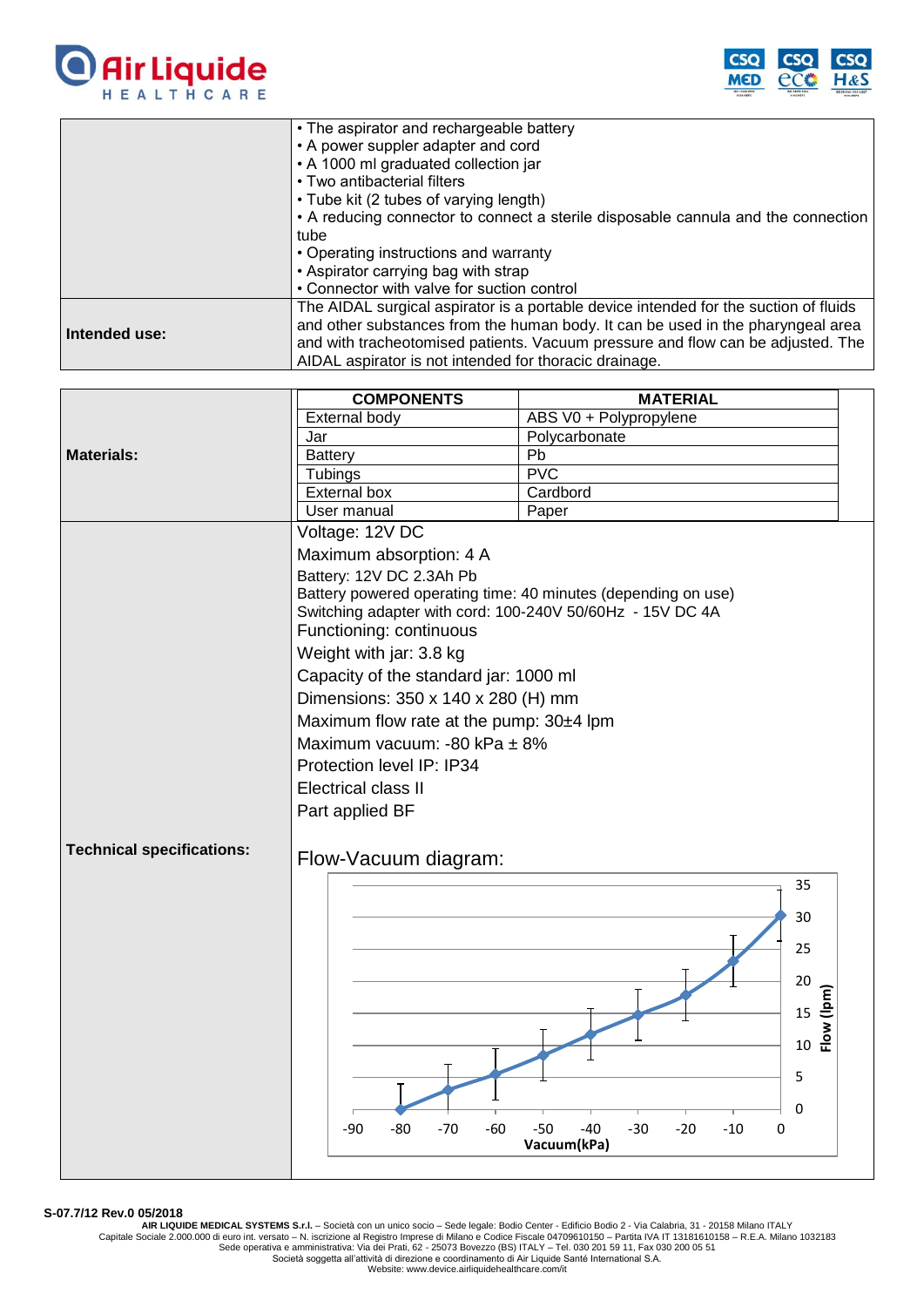| | |
|---|---|
| | • The aspirator and rechargeable battery<br>• A power suppler adapter and cord<br>• A 1000 ml graduated collection jar<br>• Two antibacterial filters<br>• Tube kit (2 tubes of varying length)<br>• A reducing connector to connect a sterile disposable cannula and the connection tube<br>• Operating instructions and warranty<br>• Aspirator carrying bag with strap<br>• Connector with valve for suction control |
| **Intended use:** | The AIDAL surgical aspirator is a portable device intended for the suction of fluids and other substances from the human body. It can be used in the pharyngeal area and with tracheotomised patients. Vacuum pressure and flow can be adjusted. The AIDAL aspirator is not intended for thoracic drainage. |

**Materials:**

| COMPONENTS | MATERIAL |
|---|---|
| External body | ABS V0 + Polypropylene |
| Jar | Polycarbonate |
| Battery | Pb |
| Tubings | PVC |
| External box | Cardbord |
| User manual | Paper |

**Technical specifications:**

Voltage: 12V DC

Maximum absorption: 4 A

Battery: 12V DC 2.3Ah Pb
Battery powered operating time: 40 minutes (depending on use)
Switching adapter with cord: 100-240V 50/60Hz - 15V DC 4A

Functioning: continuous

Weight with jar: 3.8 kg

Capacity of the standard jar: 1000 ml

Dimensions: 350 x 140 x 280 (H) mm

Maximum flow rate at the pump: 30±4 lpm

Maximum vacuum: -80 kPa ± 8%

Protection level IP: IP34

Electrical class II

Part applied BF

Flow-Vacuum diagram:

Flow (lpm) vs. Vacuum(kPa) — x axis: -90 to 0; y axis: 0 to 35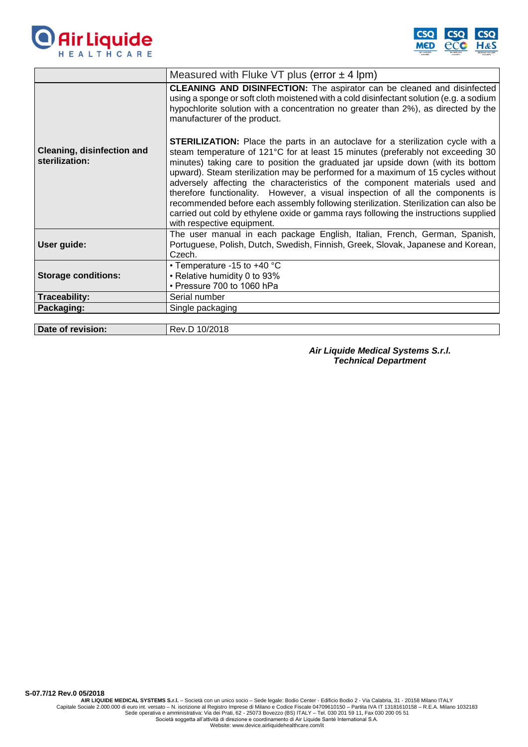| | |
|---|---|
| | Measured with Fluke VT plus (error ± 4 lpm) |
| **Cleaning, disinfection and sterilization:** | **CLEANING AND DISINFECTION:** The aspirator can be cleaned and disinfected using a sponge or soft cloth moistened with a cold disinfectant solution (e.g. a sodium hypochlorite solution with a concentration no greater than 2%), as directed by the manufacturer of the product.<br><br>**STERILIZATION:** Place the parts in an autoclave for a sterilization cycle with a steam temperature of 121°C for at least 15 minutes (preferably not exceeding 30 minutes) taking care to position the graduated jar upside down (with its bottom upward). Steam sterilization may be performed for a maximum of 15 cycles without adversely affecting the characteristics of the component materials used and therefore functionality. However, a visual inspection of all the components is recommended before each assembly following sterilization. Sterilization can also be carried out cold by ethylene oxide or gamma rays following the instructions supplied with respective equipment. |
| **User guide:** | The user manual in each package English, Italian, French, German, Spanish, Portuguese, Polish, Dutch, Swedish, Finnish, Greek, Slovak, Japanese and Korean, Czech. |
| **Storage conditions:** | • Temperature -15 to +40 °C<br>• Relative humidity 0 to 93%<br>• Pressure 700 to 1060 hPa |
| **Traceability:** | Serial number |
| **Packaging:** | Single packaging |

| | |
|---|---|
| **Date of revision:** | Rev.D 10/2018 |

***Air Liquide Medical Systems S.r.l.***
***Technical Department***

S-07.7/12 Rev.0 05/2018

**AIR LIQUIDE MEDICAL SYSTEMS S.r.l.** – Società con un unico socio – Sede legale: Bodio Center - Edificio Bodio 2 - Via Calabria, 31 - 20158 Milano ITALY
Capitale Sociale 2.000.000 di euro int. versato – N. iscrizione al Registro Imprese di Milano e Codice Fiscale 04709610150 – Partita IVA IT 13181610158 – R.E.A. Milano 1032183
Sede operativa e amministrativa: Via dei Prati, 62 - 25073 Bovezzo (BS) ITALY – Tel. 030 201 59 11, Fax 030 200 05 51
Società soggetta all'attività di direzione e coordinamento di Air Liquide Santé International S.A.
Website: www.device.airliquidehealthcare.com/it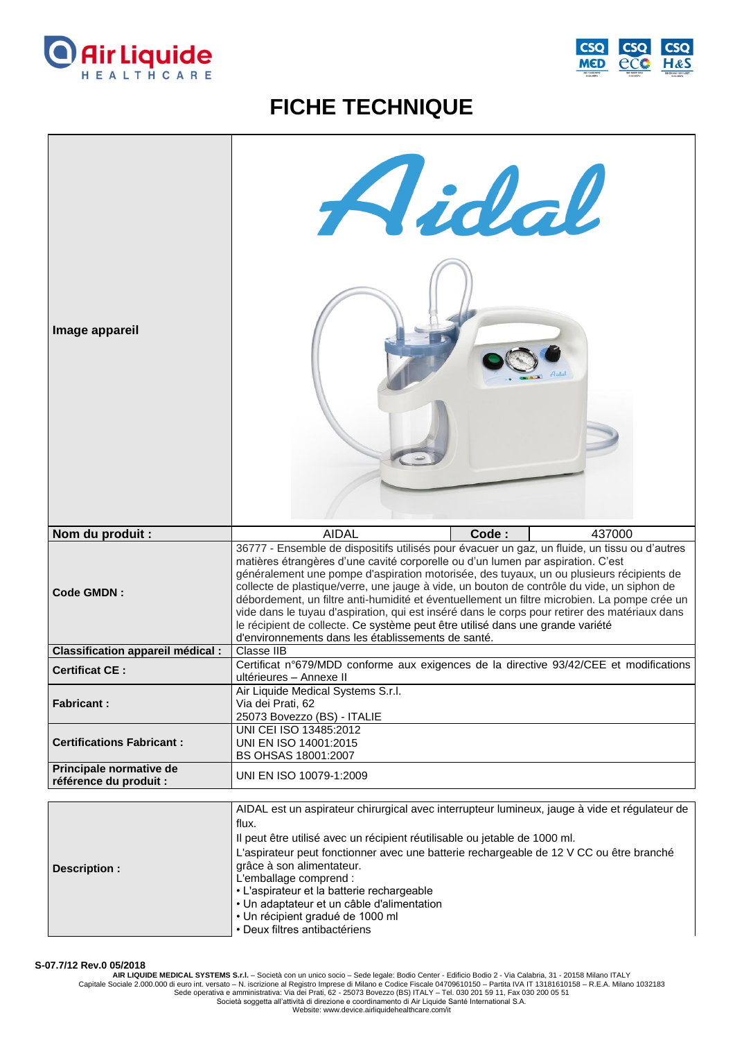# FICHE TECHNIQUE

| | | | |
|---|---|---|---|
| **Image appareil** | | | |
| **Nom du produit :** | AIDAL | **Code :** | 437000 |
| **Code GMDN :** | 36777 - Ensemble de dispositifs utilisés pour évacuer un gaz, un fluide, un tissu ou d'autres matières étrangères d'une cavité corporelle ou d'un lumen par aspiration. C'est généralement une pompe d'aspiration motorisée, des tuyaux, un ou plusieurs récipients de collecte de plastique/verre, une jauge à vide, un bouton de contrôle du vide, un siphon de débordement, un filtre anti-humidité et éventuellement un filtre microbien. La pompe crée un vide dans le tuyau d'aspiration, qui est inséré dans le corps pour retirer des matériaux dans le récipient de collecte. Ce système peut être utilisé dans une grande variété d'environnements dans les établissements de santé. | | |
| **Classification appareil médical :** | Classe IIB | | |
| **Certificat CE :** | Certificat n°679/MDD conforme aux exigences de la directive 93/42/CEE et modifications ultérieures – Annexe II | | |
| **Fabricant :** | Air Liquide Medical Systems S.r.l.<br>Via dei Prati, 62<br>25073 Bovezzo (BS) - ITALIE | | |
| **Certifications Fabricant :** | UNI CEI ISO 13485:2012<br>UNI EN ISO 14001:2015<br>BS OHSAS 18001:2007 | | |
| **Principale normative de référence du produit :** | UNI EN ISO 10079-1:2009 | | |

| | |
|---|---|
| **Description :** | AIDAL est un aspirateur chirurgical avec interrupteur lumineux, jauge à vide et régulateur de flux.<br>Il peut être utilisé avec un récipient réutilisable ou jetable de 1000 ml.<br>L'aspirateur peut fonctionner avec une batterie rechargeable de 12 V CC ou être branché grâce à son alimentateur.<br>L'emballage comprend :<br>• L'aspirateur et la batterie rechargeable<br>• Un adaptateur et un câble d'alimentation<br>• Un récipient gradué de 1000 ml<br>• Deux filtres antibactériens |

S-07.7/12 Rev.0 05/2018

**AIR LIQUIDE MEDICAL SYSTEMS S.r.l.** – Società con un unico socio – Sede legale: Bodio Center - Edificio Bodio 2 - Via Calabria, 31 - 20158 Milano ITALY
Capitale Sociale 2.000.000 di euro int. versato – N. iscrizione al Registro Imprese di Milano e Codice Fiscale 04709610150 – Partita IVA IT 13181610158 – R.E.A. Milano 1032183
Sede operativa e amministrativa: Via dei Prati, 62 - 25073 Bovezzo (BS) ITALY – Tel. 030 201 59 11, Fax 030 200 05 51
Società soggetta all'attività di direzione e coordinamento di Air Liquide Santé International S.A.
Website: www.device.airliquidehealthcare.com/it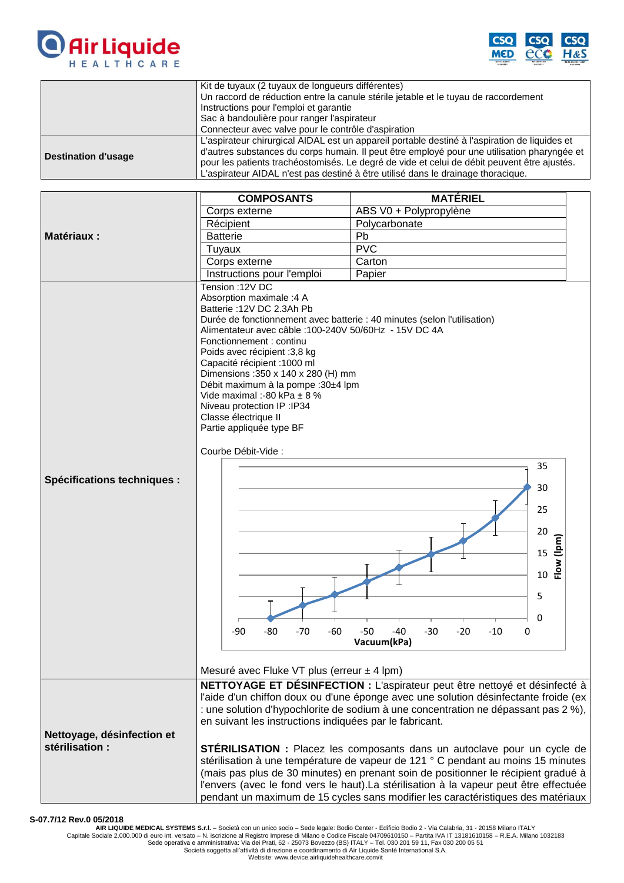| | |
|---|---|
| | Kit de tuyaux (2 tuyaux de longueurs différentes)<br>Un raccord de réduction entre la canule stérile jetable et le tuyau de raccordement<br>Instructions pour l'emploi et garantie<br>Sac à bandoulière pour ranger l'aspirateur<br>Connecteur avec valve pour le contrôle d'aspiration |
| **Destination d'usage** | L'aspirateur chirurgical AIDAL est un appareil portable destiné à l'aspiration de liquides et d'autres substances du corps humain. Il peut être employé pour une utilisation pharyngée et pour les patients trachéostomisés. Le degré de vide et celui de débit peuvent être ajustés. L'aspirateur AIDAL n'est pas destiné à être utilisé dans le drainage thoracique. |

**Matériaux :**

| COMPOSANTS | MATÉRIEL |
|---|---|
| Corps externe | ABS V0 + Polypropylène |
| Récipient | Polycarbonate |
| Batterie | Pb |
| Tuyaux | PVC |
| Corps externe | Carton |
| Instructions pour l'emploi | Papier |

**Spécifications techniques :**

Tension :12V DC
Absorption maximale :4 A
Batterie :12V DC 2.3Ah Pb
Durée de fonctionnement avec batterie : 40 minutes (selon l'utilisation)
Alimentateur avec câble :100-240V 50/60Hz - 15V DC 4A
Fonctionnement : continu
Poids avec récipient :3,8 kg
Capacité récipient :1000 ml
Dimensions :350 x 140 x 280 (H) mm
Débit maximum à la pompe :30±4 lpm
Vide maximal :-80 kPa ± 8 %
Niveau protection IP :IP34
Classe électrique II
Partie appliquée type BF

Courbe Débit-Vide :

Mesuré avec Fluke VT plus (erreur ± 4 lpm)

**Nettoyage, désinfection et stérilisation :**

**NETTOYAGE ET DÉSINFECTION :** L'aspirateur peut être nettoyé et désinfecté à l'aide d'un chiffon doux ou d'une éponge avec une solution désinfectante froide (ex : une solution d'hypochlorite de sodium à une concentration ne dépassant pas 2 %), en suivant les instructions indiquées par le fabricant.

**STÉRILISATION :** Placez les composants dans un autoclave pour un cycle de stérilisation à une température de vapeur de 121 ° C pendant au moins 15 minutes (mais pas plus de 30 minutes) en prenant soin de positionner le récipient gradué à l'envers (avec le fond vers le haut).La stérilisation à la vapeur peut être effectuée pendant un maximum de 15 cycles sans modifier les caractéristiques des matériaux

S-07.7/12 Rev.0 05/2018

**AIR LIQUIDE MEDICAL SYSTEMS S.r.l.** – Società con un unico socio – Sede legale: Bodio Center - Edificio Bodio 2 - Via Calabria, 31 - 20158 Milano ITALY
Capitale Sociale 2.000.000 di euro int. versato – N. iscrizione al Registro Imprese di Milano e Codice Fiscale 04709610150 – Partita IVA IT 13181610158 – R.E.A. Milano 1032183
Sede operativa e amministrativa: Via dei Prati, 62 - 25073 Bovezzo (BS) ITALY – Tel. 030 201 59 11, Fax 030 200 05 51
Società soggetta all'attività di direzione e coordinamento di Air Liquide Santé International S.A.
Website: www.device.airliquidehealthcare.com/it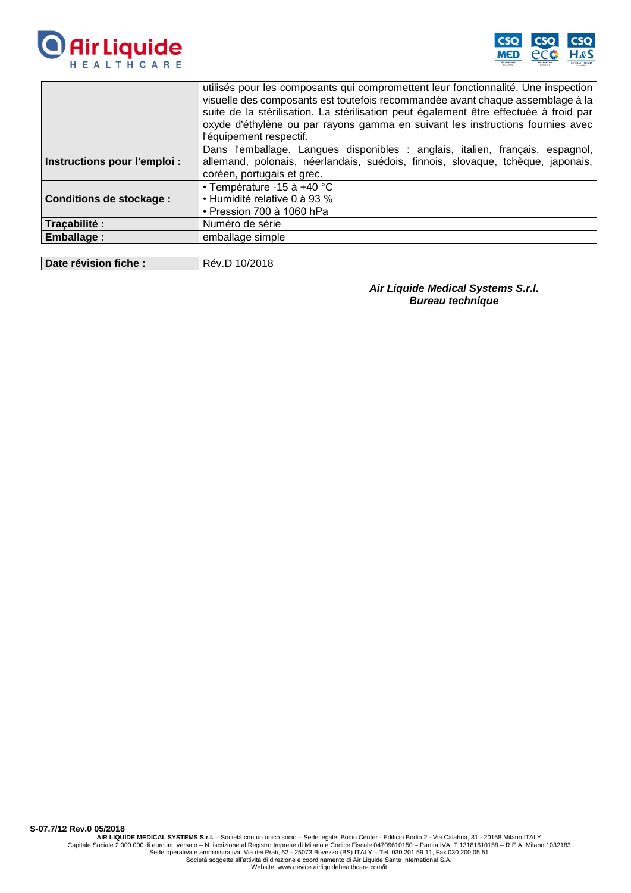| | |
|---|---|
| | utilisés pour les composants qui compromettent leur fonctionnalité. Une inspection visuelle des composants est toutefois recommandée avant chaque assemblage à la suite de la stérilisation. La stérilisation peut également être effectuée à froid par oxyde d'éthylène ou par rayons gamma en suivant les instructions fournies avec l'équipement respectif. |
| **Instructions pour l'emploi :** | Dans l'emballage. Langues disponibles : anglais, italien, français, espagnol, allemand, polonais, néerlandais, suédois, finnois, slovaque, tchèque, japonais, coréen, portugais et grec. |
| **Conditions de stockage :** | • Température -15 à +40 °C<br>• Humidité relative 0 à 93 %<br>• Pression 700 à 1060 hPa |
| **Traçabilité :** | Numéro de série |
| **Emballage :** | emballage simple |

| | |
|---|---|
| **Date révision fiche :** | Rév.D 10/2018 |

***Air Liquide Medical Systems S.r.l.***
***Bureau technique***

**S-07.7/12 Rev.0 05/2018**

**AIR LIQUIDE MEDICAL SYSTEMS S.r.l.** – Società con un unico socio – Sede legale: Bodio Center - Edificio Bodio 2 - Via Calabria, 31 - 20158 Milano ITALY
Capitale Sociale 2.000.000 di euro int. versato – N. iscrizione al Registro Imprese di Milano e Codice Fiscale 04709610150 – Partita IVA IT 13181610158 – R.E.A. Milano 1032183
Sede operativa e amministrativa: Via dei Prati, 62 - 25073 Bovezzo (BS) ITALY – Tel. 030 201 59 11, Fax 030 200 05 51
Società soggetta all'attività di direzione e coordinamento di Air Liquide Santé International S.A.
Website: www.device.airliquidehealthcare.com/it